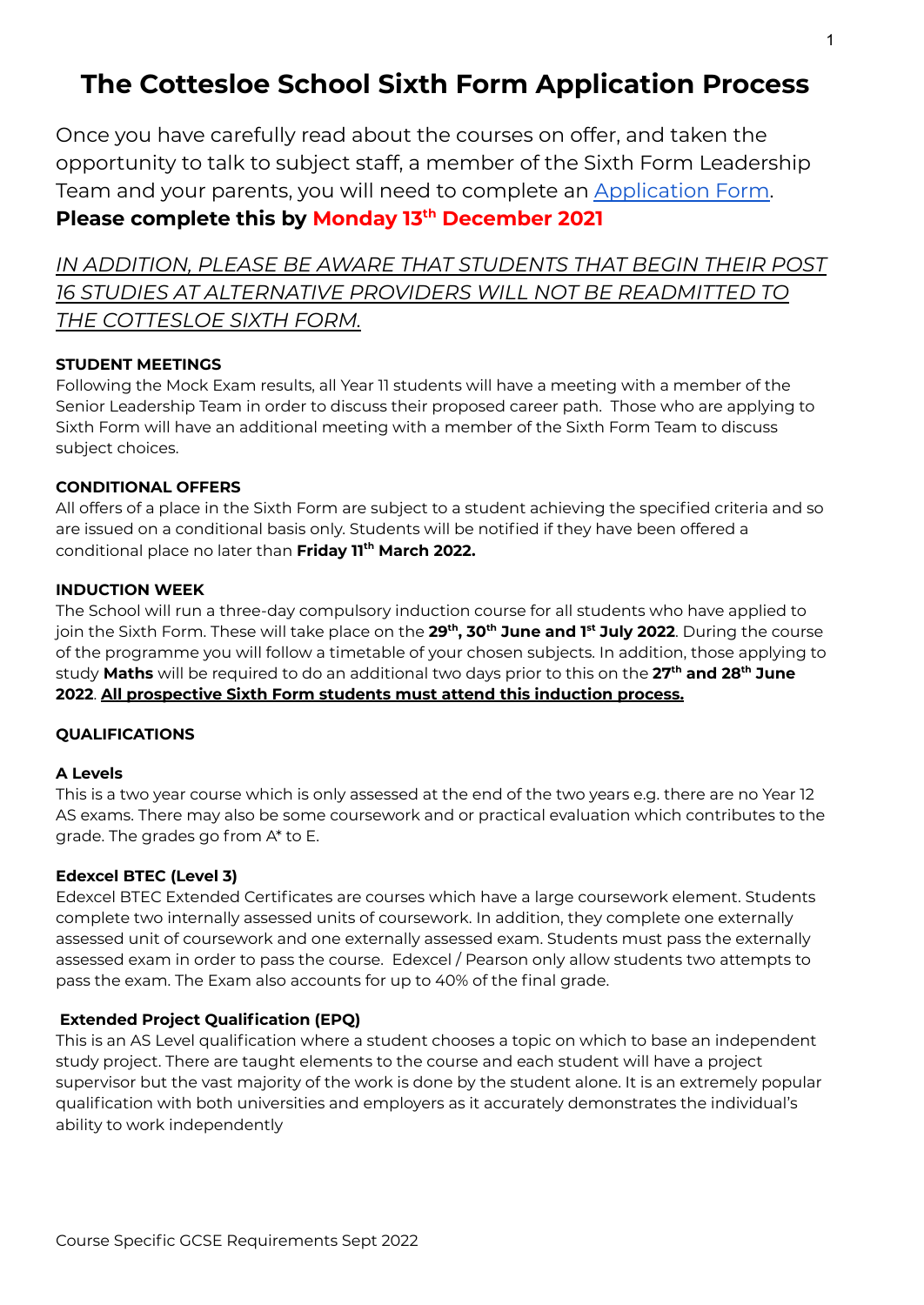# The Cottesloe School Sixth Form Application Process

Once you have carefully read about the courses on offer, and taken the opportunity to talk to subject staff, a member of the Sixth Form Leadership Team and your parents, you will need to complete an Application Form.
**Please complete this by Monday 13th December 2021**

*IN ADDITION, PLEASE BE AWARE THAT STUDENTS THAT BEGIN THEIR POST 16 STUDIES AT ALTERNATIVE PROVIDERS WILL NOT BE READMITTED TO THE COTTESLOE SIXTH FORM.*

**STUDENT MEETINGS**

Following the Mock Exam results, all Year 11 students will have a meeting with a member of the Senior Leadership Team in order to discuss their proposed career path. Those who are applying to Sixth Form will have an additional meeting with a member of the Sixth Form Team to discuss subject choices.

**CONDITIONAL OFFERS**

All offers of a place in the Sixth Form are subject to a student achieving the specified criteria and so are issued on a conditional basis only. Students will be notified if they have been offered a conditional place no later than **Friday 11th March 2022.**

**INDUCTION WEEK**

The School will run a three-day compulsory induction course for all students who have applied to join the Sixth Form. These will take place on the **29th, 30th June and 1st July 2022**. During the course of the programme you will follow a timetable of your chosen subjects. In addition, those applying to study **Maths** will be required to do an additional two days prior to this on the **27th and 28th June 2022**. **All prospective Sixth Form students must attend this induction process.**

**QUALIFICATIONS**

**A Levels**

This is a two year course which is only assessed at the end of the two years e.g. there are no Year 12 AS exams. There may also be some coursework and or practical evaluation which contributes to the grade. The grades go from A* to E.

**Edexcel BTEC (Level 3)**

Edexcel BTEC Extended Certificates are courses which have a large coursework element. Students complete two internally assessed units of coursework. In addition, they complete one externally assessed unit of coursework and one externally assessed exam. Students must pass the externally assessed exam in order to pass the course. Edexcel / Pearson only allow students two attempts to pass the exam. The Exam also accounts for up to 40% of the final grade.

**Extended Project Qualification (EPQ)**

This is an AS Level qualification where a student chooses a topic on which to base an independent study project. There are taught elements to the course and each student will have a project supervisor but the vast majority of the work is done by the student alone. It is an extremely popular qualification with both universities and employers as it accurately demonstrates the individual's ability to work independently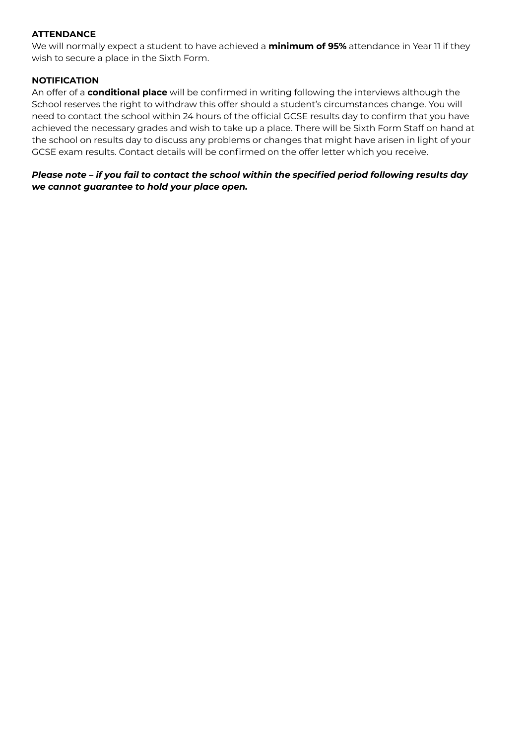**ATTENDANCE**

We will normally expect a student to have achieved a **minimum of 95%** attendance in Year 11 if they wish to secure a place in the Sixth Form.

**NOTIFICATION**

An offer of a **conditional place** will be confirmed in writing following the interviews although the School reserves the right to withdraw this offer should a student's circumstances change. You will need to contact the school within 24 hours of the official GCSE results day to confirm that you have achieved the necessary grades and wish to take up a place. There will be Sixth Form Staff on hand at the school on results day to discuss any problems or changes that might have arisen in light of your GCSE exam results. Contact details will be confirmed on the offer letter which you receive.

***Please note – if you fail to contact the school within the specified period following results day we cannot guarantee to hold your place open.***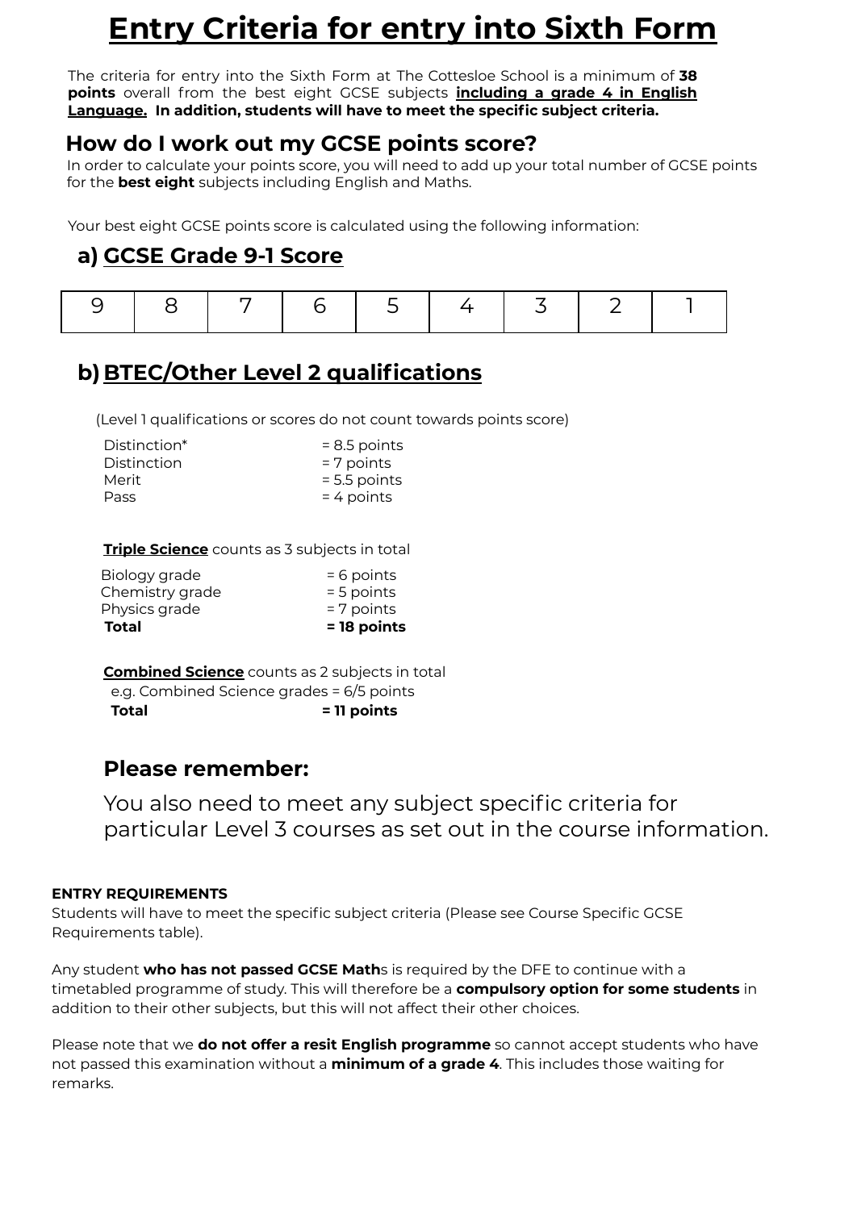// Entry criteria page: headings and body text transcribed in reading order; the grade row is rendered as a markdown table.
# Entry Criteria for entry into Sixth Form

The criteria for entry into the Sixth Form at The Cottesloe School is a minimum of **38 points** overall from the best eight GCSE subjects **including a grade 4 in English Language.** **In addition, students will have to meet the specific subject criteria.**

## How do I work out my GCSE points score?

In order to calculate your points score, you will need to add up your total number of GCSE points for the **best eight** subjects including English and Maths.

Your best eight GCSE points score is calculated using the following information:

### a) GCSE Grade 9-1 Score

| 9 | 8 | 7 | 6 | 5 | 4 | 3 | 2 | 1 |
|---|---|---|---|---|---|---|---|---|

### b) BTEC/Other Level 2 qualifications

(Level 1 qualifications or scores do not count towards points score)

Distinction* = 8.5 points
Distinction = 7 points
Merit = 5.5 points
Pass = 4 points

**Triple Science** counts as 3 subjects in total

Biology grade = 6 points
Chemistry grade = 5 points
Physics grade = 7 points
**Total = 18 points**

**Combined Science** counts as 2 subjects in total
e.g. Combined Science grades = 6/5 points
**Total = 11 points**

## Please remember:

You also need to meet any subject specific criteria for particular Level 3 courses as set out in the course information.

**ENTRY REQUIREMENTS**

Students will have to meet the specific subject criteria (Please see Course Specific GCSE Requirements table).

Any student **who has not passed GCSE Math**s is required by the DFE to continue with a timetabled programme of study. This will therefore be a **compulsory option for some students** in addition to their other subjects, but this will not affect their other choices.

Please note that we **do not offer a resit English programme** so cannot accept students who have not passed this examination without a **minimum of a grade 4**. This includes those waiting for remarks.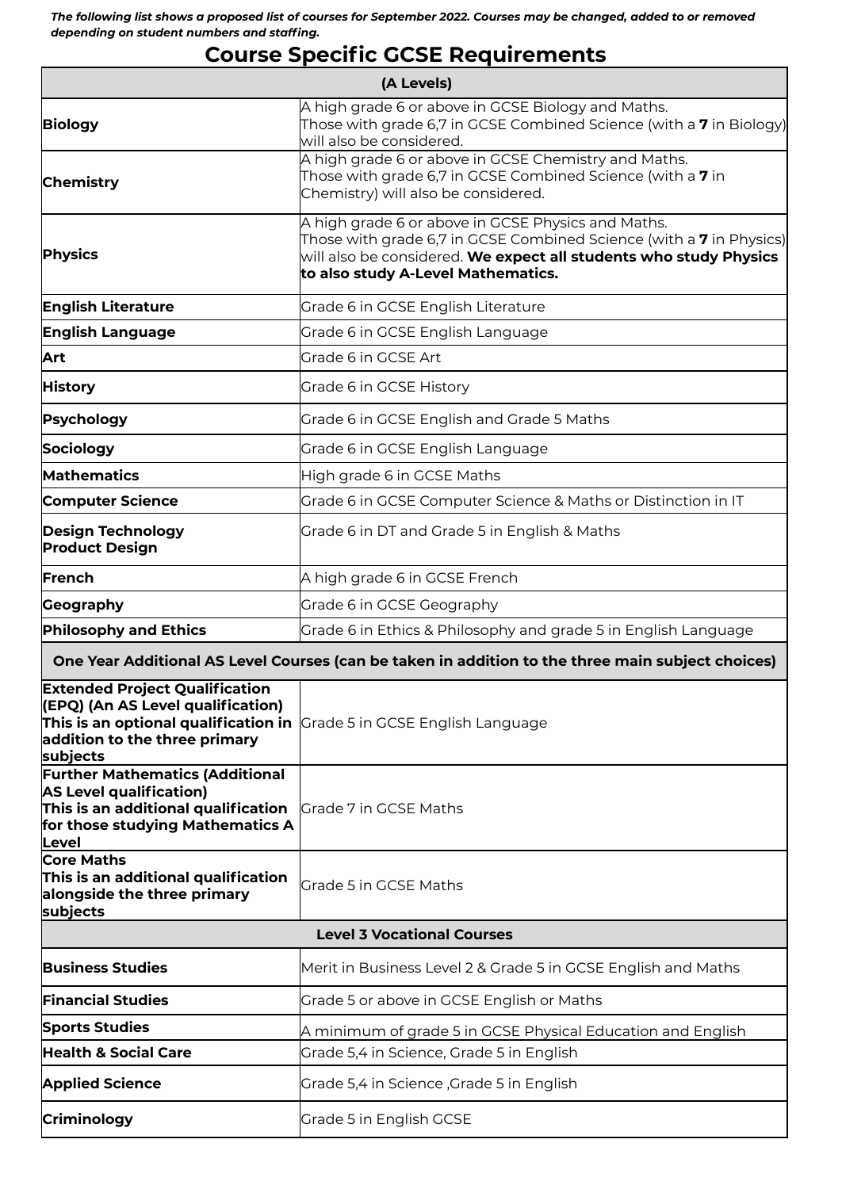***The following list shows a proposed list of courses for September 2022. Courses may be changed, added to or removed depending on student numbers and staffing.***

# Course Specific GCSE Requirements

| (A Levels) | |
|---|---|
| **Biology** | A high grade 6 or above in GCSE Biology and Maths. Those with grade 6,7 in GCSE Combined Science (with a **7** in Biology) will also be considered. |
| **Chemistry** | A high grade 6 or above in GCSE Chemistry and Maths. Those with grade 6,7 in GCSE Combined Science (with a **7** in Chemistry) will also be considered. |
| **Physics** | A high grade 6 or above in GCSE Physics and Maths. Those with grade 6,7 in GCSE Combined Science (with a **7** in Physics) will also be considered. **We expect all students who study Physics to also study A-Level Mathematics.** |
| **English Literature** | Grade 6 in GCSE English Literature |
| **English Language** | Grade 6 in GCSE English Language |
| **Art** | Grade 6 in GCSE Art |
| **History** | Grade 6 in GCSE History |
| **Psychology** | Grade 6 in GCSE English and Grade 5 Maths |
| **Sociology** | Grade 6 in GCSE English Language |
| **Mathematics** | High grade 6 in GCSE Maths |
| **Computer Science** | Grade 6 in GCSE Computer Science & Maths or Distinction in IT |
| **Design Technology Product Design** | Grade 6 in DT and Grade 5 in English & Maths |
| **French** | A high grade 6 in GCSE French |
| **Geography** | Grade 6 in GCSE Geography |
| **Philosophy and Ethics** | Grade 6 in Ethics & Philosophy and grade 5 in English Language |
| **One Year Additional AS Level Courses (can be taken in addition to the three main subject choices)** | |
| **Extended Project Qualification (EPQ) (An AS Level qualification) This is an optional qualification in addition to the three primary subjects** | Grade 5 in GCSE English Language |
| **Further Mathematics (Additional AS Level qualification) This is an additional qualification for those studying Mathematics A Level** | Grade 7 in GCSE Maths |
| **Core Maths This is an additional qualification alongside the three primary subjects** | Grade 5 in GCSE Maths |
| **Level 3 Vocational Courses** | |
| **Business Studies** | Merit in Business Level 2 & Grade 5 in GCSE English and Maths |
| **Financial Studies** | Grade 5 or above in GCSE English or Maths |
| **Sports Studies** | A minimum of grade 5 in GCSE Physical Education and English |
| **Health & Social Care** | Grade 5,4 in Science, Grade 5 in English |
| **Applied Science** | Grade 5,4 in Science ,Grade 5 in English |
| **Criminology** | Grade 5 in English GCSE |